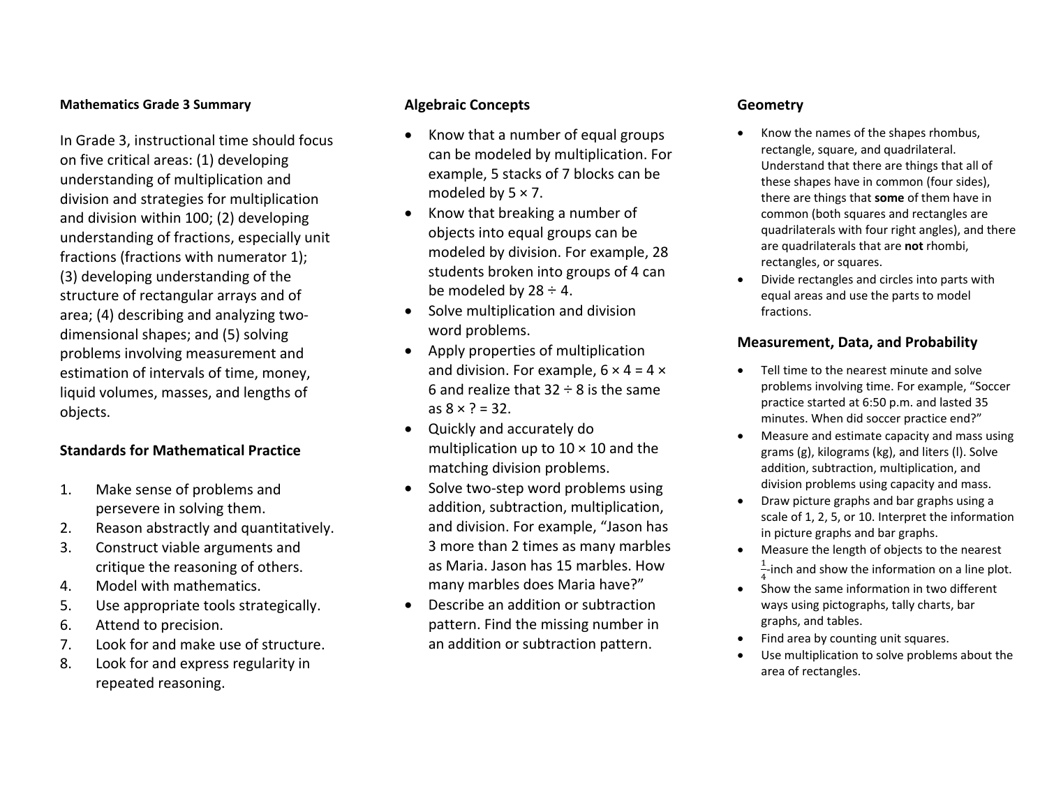**Mathematics Grade 3 Summary**

In Grade 3, instructional time should focus on five critical areas: (1) developing understanding of multiplication and division and strategies for multiplication and division within 100; (2) developing understanding of fractions, especially unit fractions (fractions with numerator 1); (3) developing understanding of the structure of rectangular arrays and of area; (4) describing and analyzing two-dimensional shapes; and (5) solving problems involving measurement and estimation of intervals of time, money, liquid volumes, masses, and lengths of objects.

## Standards for Mathematical Practice

1. Make sense of problems and persevere in solving them.
2. Reason abstractly and quantitatively.
3. Construct viable arguments and critique the reasoning of others.
4. Model with mathematics.
5. Use appropriate tools strategically.
6. Attend to precision.
7. Look for and make use of structure.
8. Look for and express regularity in repeated reasoning.

## Algebraic Concepts

- Know that a number of equal groups can be modeled by multiplication. For example, 5 stacks of 7 blocks can be modeled by $5 \times 7$.
- Know that breaking a number of objects into equal groups can be modeled by division. For example, 28 students broken into groups of 4 can be modeled by $28 \div 4$.
- Solve multiplication and division word problems.
- Apply properties of multiplication and division. For example, $6 \times 4 = 4 \times 6$ and realize that $32 \div 8$ is the same as $8 \times ? = 32$.
- Quickly and accurately do multiplication up to $10 \times 10$ and the matching division problems.
- Solve two-step word problems using addition, subtraction, multiplication, and division. For example, "Jason has 3 more than 2 times as many marbles as Maria. Jason has 15 marbles. How many marbles does Maria have?"
- Describe an addition or subtraction pattern. Find the missing number in an addition or subtraction pattern.

## Geometry

- Know the names of the shapes rhombus, rectangle, square, and quadrilateral. Understand that there are things that all of these shapes have in common (four sides), there are things that **some** of them have in common (both squares and rectangles are quadrilaterals with four right angles), and there are quadrilaterals that are **not** rhombi, rectangles, or squares.
- Divide rectangles and circles into parts with equal areas and use the parts to model fractions.

## Measurement, Data, and Probability

- Tell time to the nearest minute and solve problems involving time. For example, "Soccer practice started at 6:50 p.m. and lasted 35 minutes. When did soccer practice end?"
- Measure and estimate capacity and mass using grams (g), kilograms (kg), and liters (l). Solve addition, subtraction, multiplication, and division problems using capacity and mass.
- Draw picture graphs and bar graphs using a scale of 1, 2, 5, or 10. Interpret the information in picture graphs and bar graphs.
- Measure the length of objects to the nearest $\frac{1}{4}$-inch and show the information on a line plot.
- Show the same information in two different ways using pictographs, tally charts, bar graphs, and tables.
- Find area by counting unit squares.
- Use multiplication to solve problems about the area of rectangles.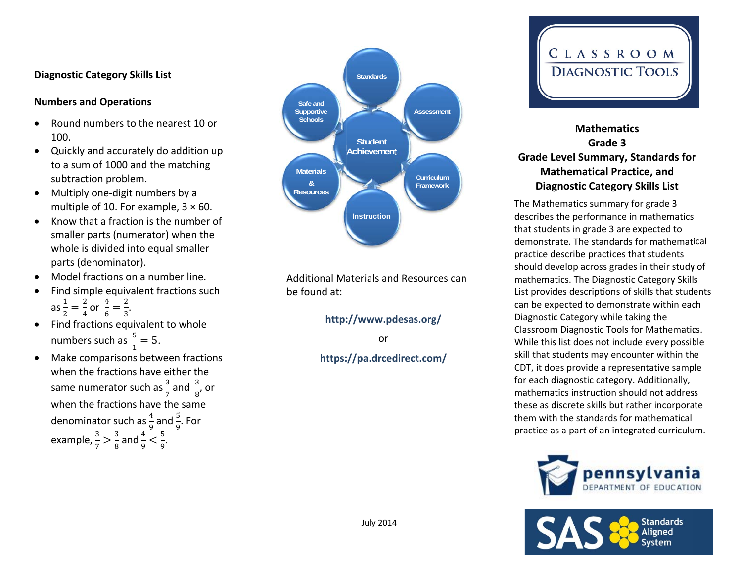**Diagnostic Category Skills List**

**Numbers and Operations**

- Round numbers to the nearest 10 or 100.
- Quickly and accurately do addition up to a sum of 1000 and the matching subtraction problem.
- Multiply one-digit numbers by a multiple of 10. For example, $3 \times 60$.
- Know that a fraction is the number of smaller parts (numerator) when the whole is divided into equal smaller parts (denominator).
- Model fractions on a number line.
- Find simple equivalent fractions such as $\frac{1}{2} = \frac{2}{4}$ or $\frac{4}{6} = \frac{2}{3}$.
- Find fractions equivalent to whole numbers such as $\frac{5}{1} = 5$.
- Make comparisons between fractions when the fractions have either the same numerator such as $\frac{3}{7}$ and $\frac{3}{8}$, or when the fractions have the same denominator such as $\frac{4}{9}$ and $\frac{5}{9}$. For example, $\frac{3}{7} > \frac{3}{8}$ and $\frac{4}{9} < \frac{5}{9}$.

Standards

Safe and Supportive Schools

Assessment

Student Achievement

Materials & Resources

Curriculum Framework

Instruction

Additional Materials and Resources can be found at:

**http://www.pdesas.org/**

or

**https://pa.drcedirect.com/**

July 2014

CLASSROOM DIAGNOSTIC TOOLS

# Mathematics Grade 3 Grade Level Summary, Standards for Mathematical Practice, and Diagnostic Category Skills List

The Mathematics summary for grade 3 describes the performance in mathematics that students in grade 3 are expected to demonstrate. The standards for mathematical practice describe practices that students should develop across grades in their study of mathematics. The Diagnostic Category Skills List provides descriptions of skills that students can be expected to demonstrate within each Diagnostic Category while taking the Classroom Diagnostic Tools for Mathematics. While this list does not include every possible skill that students may encounter within the CDT, it does provide a representative sample for each diagnostic category. Additionally, mathematics instruction should not address these as discrete skills but rather incorporate them with the standards for mathematical practice as a part of an integrated curriculum.

pennsylvania DEPARTMENT OF EDUCATION

SAS Standards Aligned System